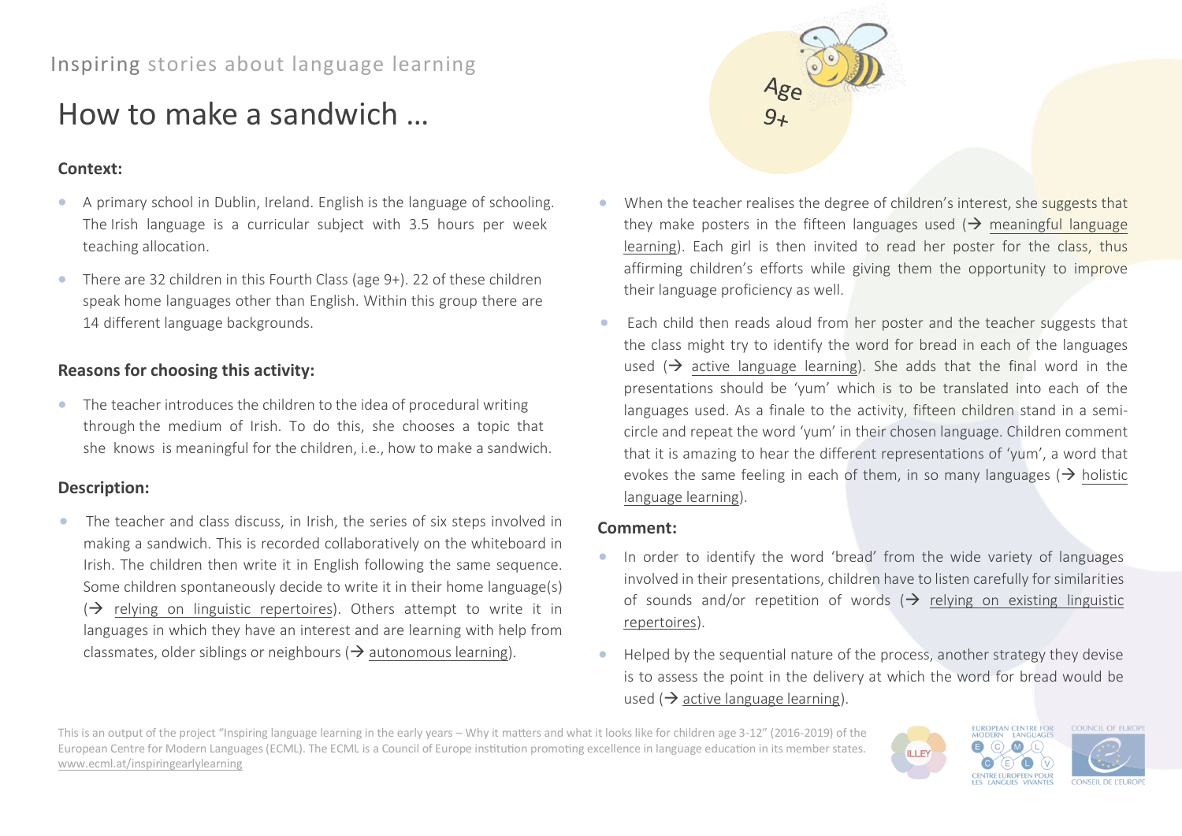Inspiring stories about language learning

# How to make a sandwich …

Age 9+

### Context:

- A primary school in Dublin, Ireland. English is the language of schooling. The Irish language is a curricular subject with 3.5 hours per week teaching allocation.
- There are 32 children in this Fourth Class (age 9+). 22 of these children speak home languages other than English. Within this group there are 14 different language backgrounds.

### Reasons for choosing this activity:

- The teacher introduces the children to the idea of procedural writing through the medium of Irish. To do this, she chooses a topic that she knows is meaningful for the children, i.e., how to make a sandwich.

### Description:

- The teacher and class discuss, in Irish, the series of six steps involved in making a sandwich. This is recorded collaboratively on the whiteboard in Irish. The children then write it in English following the same sequence. Some children spontaneously decide to write it in their home language(s) (→ relying on linguistic repertoires). Others attempt to write it in languages in which they have an interest and are learning with help from classmates, older siblings or neighbours (→ autonomous learning).
- When the teacher realises the degree of children's interest, she suggests that they make posters in the fifteen languages used (→ meaningful language learning). Each girl is then invited to read her poster for the class, thus affirming children's efforts while giving them the opportunity to improve their language proficiency as well.
- Each child then reads aloud from her poster and the teacher suggests that the class might try to identify the word for bread in each of the languages used (→ active language learning). She adds that the final word in the presentations should be 'yum' which is to be translated into each of the languages used. As a finale to the activity, fifteen children stand in a semi-circle and repeat the word 'yum' in their chosen language. Children comment that it is amazing to hear the different representations of 'yum', a word that evokes the same feeling in each of them, in so many languages (→ holistic language learning).

### Comment:

- In order to identify the word 'bread' from the wide variety of languages involved in their presentations, children have to listen carefully for similarities of sounds and/or repetition of words (→ relying on existing linguistic repertoires).
- Helped by the sequential nature of the process, another strategy they devise is to assess the point in the delivery at which the word for bread would be used (→ active language learning).

This is an output of the project "Inspiring language learning in the early years – Why it matters and what it looks like for children age 3-12" (2016-2019) of the European Centre for Modern Languages (ECML). The ECML is a Council of Europe institution promoting excellence in language education in its member states. www.ecml.at/inspiringearlylearning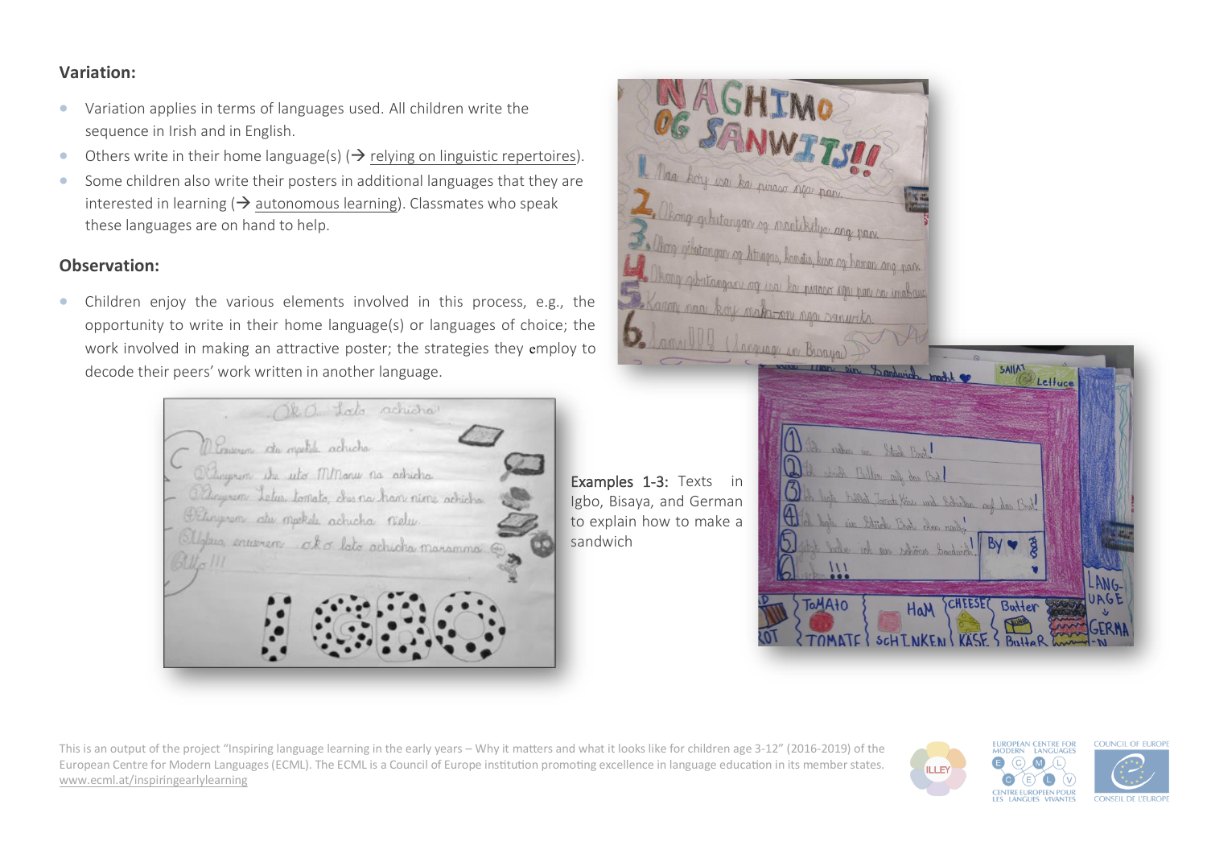## Variation:

- Variation applies in terms of languages used. All children write the sequence in Irish and in English.
- Others write in their home language(s) (→ relying on linguistic repertoires).
- Some children also write their posters in additional languages that they are interested in learning (→ autonomous learning). Classmates who speak these languages are on hand to help.

## Observation:

- Children enjoy the various elements involved in this process, e.g., the opportunity to write in their home language(s) or languages of choice; the work involved in making an attractive poster; the strategies they employ to decode their peers' work written in another language.

Examples 1-3: Texts in Igbo, Bisaya, and German to explain how to make a sandwich

This is an output of the project "Inspiring language learning in the early years – Why it matters and what it looks like for children age 3-12" (2016-2019) of the European Centre for Modern Languages (ECML). The ECML is a Council of Europe institution promoting excellence in language education in its member states. www.ecml.at/inspiringearlylearning